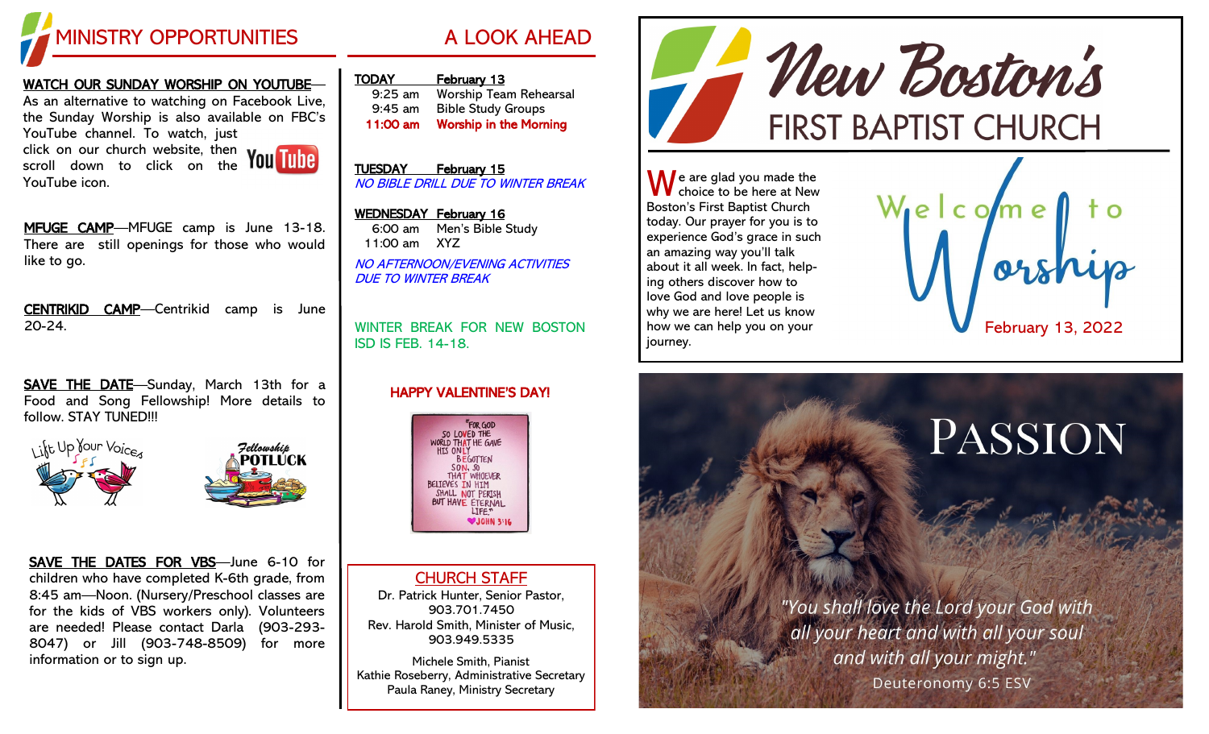# MINISTRY OPPORTUNITIES

**WATCH OUR SUNDAY WORSHIP ON YOUTUBE**—As an alternative to watching on Facebook Live, the Sunday Worship is also available on FBC's YouTube channel. To watch, just click on our church website, then scroll down to click on the YouTube icon.

**MFUGE CAMP**—MFUGE camp is June 13-18. There are still openings for those who would like to go.

**CENTRIKID CAMP**—Centrikid camp is June 20-24.

**SAVE THE DATE**—Sunday, March 13th for a Food and Song Fellowship! More details to follow. STAY TUNED!!!

Lift Up Your Voices

Fellowship POTLUCK

**SAVE THE DATES FOR VBS**—June 6-10 for children who have completed K-6th grade, from 8:45 am—Noon. (Nursery/Preschool classes are for the kids of VBS workers only). Volunteers are needed! Please contact Darla (903-293-8047) or Jill (903-748-8509) for more information or to sign up.

# A LOOK AHEAD

**TODAY** **February 13**
- 9:25 am Worship Team Rehearsal
- 9:45 am Bible Study Groups
- **11:00 am Worship in the Morning**

**TUESDAY** **February 15**

*NO BIBLE DRILL DUE TO WINTER BREAK*

**WEDNESDAY** **February 16**
- 6:00 am Men's Bible Study
- 11:00 am XYZ

*NO AFTERNOON/EVENING ACTIVITIES DUE TO WINTER BREAK*

WINTER BREAK FOR NEW BOSTON ISD IS FEB. 14-18.

**HAPPY VALENTINE'S DAY!**

"FOR GOD SO LOVED THE WORLD THAT HE GAVE HIS ONLY BEGOTTEN SON, SO THAT WHOEVER BELIEVES IN HIM SHALL NOT PERISH BUT HAVE ETERNAL LIFE." JOHN 3:16

## CHURCH STAFF

Dr. Patrick Hunter, Senior Pastor, 903.701.7450
Rev. Harold Smith, Minister of Music, 903.949.5335

Michele Smith, Pianist
Kathie Roseberry, Administrative Secretary
Paula Raney, Ministry Secretary

# New Boston's FIRST BAPTIST CHURCH

We are glad you made the choice to be here at New Boston's First Baptist Church today. Our prayer for you is to experience God's grace in such an amazing way you'll talk about it all week. In fact, helping others discover how to love God and love people is why we are here! Let us know how we can help you on your journey.

Welcome to Worship

February 13, 2022

# PASSION

*"You shall love the Lord your God with all your heart and with all your soul and with all your might."*

Deuteronomy 6:5 ESV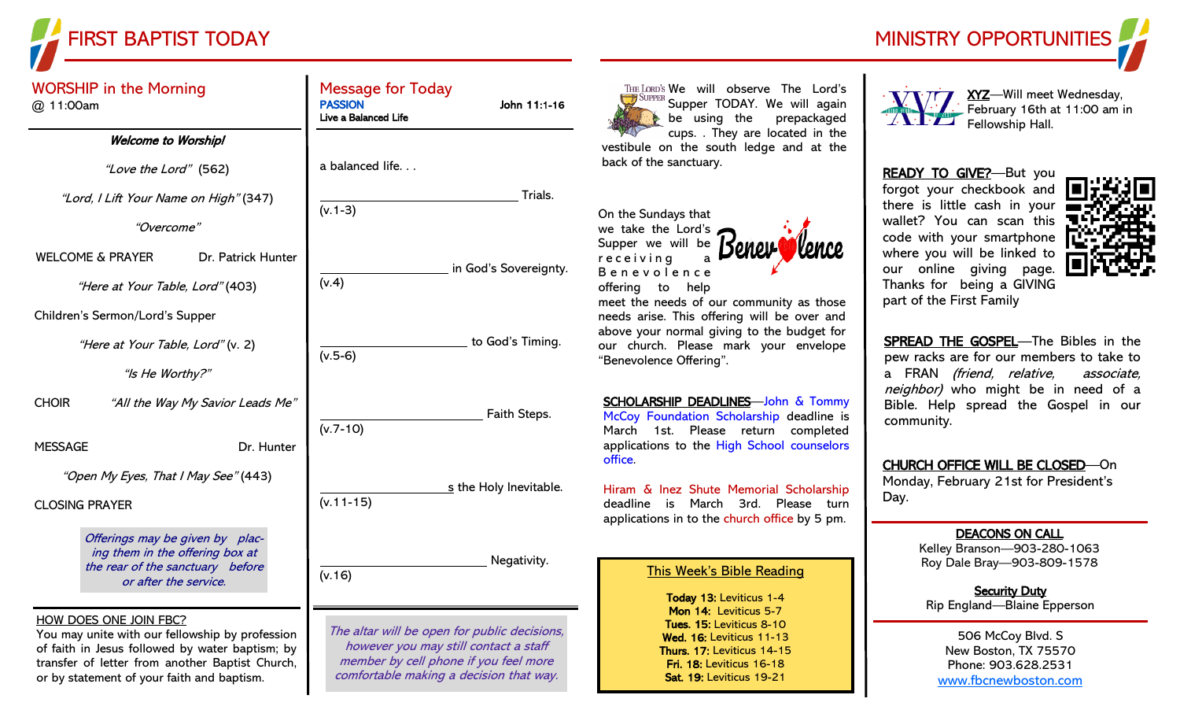# FIRST BAPTIST TODAY

## WORSHIP in the Morning

@ 11:00am

***Welcome to Worship!***

*"Love the Lord"* (562)

*"Lord, I Lift Your Name on High"* (347)

*"Overcome"*

WELCOME & PRAYER — Dr. Patrick Hunter

*"Here at Your Table, Lord"* (403)

Children's Sermon/Lord's Supper

*"Here at Your Table, Lord"* (v. 2)

*"Is He Worthy?"*

CHOIR — *"All the Way My Savior Leads Me"*

MESSAGE — Dr. Hunter

*"Open My Eyes, That I May See"* (443)

CLOSING PRAYER

*Offerings may be given by placing them in the offering box at the rear of the sanctuary before or after the service.*

### HOW DOES ONE JOIN FBC?

You may unite with our fellowship by profession of faith in Jesus followed by water baptism; by transfer of letter from another Baptist Church, or by statement of your faith and baptism.

## Message for Today

**PASSION** — **John 11:1-16**

**Live a Balanced Life**

a balanced life. . .

________________________ Trials.
(v.1-3)

________________________ in God's Sovereignty.
(v.4)

________________________ to God's Timing.
(v.5-6)

________________________ Faith Steps.
(v.7-10)

________________________s the Holy Inevitable.
(v.11-15)

________________________ Negativity.
(v.16)

*The altar will be open for public decisions, however you may still contact a staff member by cell phone if you feel more comfortable making a decision that way.*

We will observe The Lord's Supper TODAY. We will again be using the prepackaged cups. . They are located in the vestibule on the south ledge and at the back of the sanctuary.

On the Sundays that we take the Lord's Supper we will be receiving a Benevolence offering to help meet the needs of our community as those needs arise. This offering will be over and above your normal giving to the budget for our church. Please mark your envelope "Benevolence Offering".

**SCHOLARSHIP DEADLINES**—John & Tommy McCoy Foundation Scholarship deadline is March 1st. Please return completed applications to the High School counselors office.

Hiram & Inez Shute Memorial Scholarship deadline is March 3rd. Please turn applications in to the church office by 5 pm.

### This Week's Bible Reading

**Today 13:** Leviticus 1-4
**Mon 14:** Leviticus 5-7
**Tues. 15:** Leviticus 8-10
**Wed. 16:** Leviticus 11-13
**Thurs. 17:** Leviticus 14-15
**Fri. 18:** Leviticus 16-18
**Sat. 19:** Leviticus 19-21

# MINISTRY OPPORTUNITIES

**XYZ**—Will meet Wednesday, February 16th at 11:00 am in Fellowship Hall.

**READY TO GIVE?**—But you forgot your checkbook and there is little cash in your wallet? You can scan this code with your smartphone where you will be linked to our online giving page. Thanks for being a GIVING part of the First Family

**SPREAD THE GOSPEL**—The Bibles in the pew racks are for our members to take to a FRAN *(friend, relative, associate, neighbor)* who might be in need of a Bible. Help spread the Gospel in our community.

**CHURCH OFFICE WILL BE CLOSED**—On Monday, February 21st for President's Day.

**DEACONS ON CALL**

Kelley Branson—903-280-1063
Roy Dale Bray—903-809-1578

**Security Duty**

Rip England—Blaine Epperson

506 McCoy Blvd. S
New Boston, TX 75570
Phone: 903.628.2531
www.fbcnewboston.com